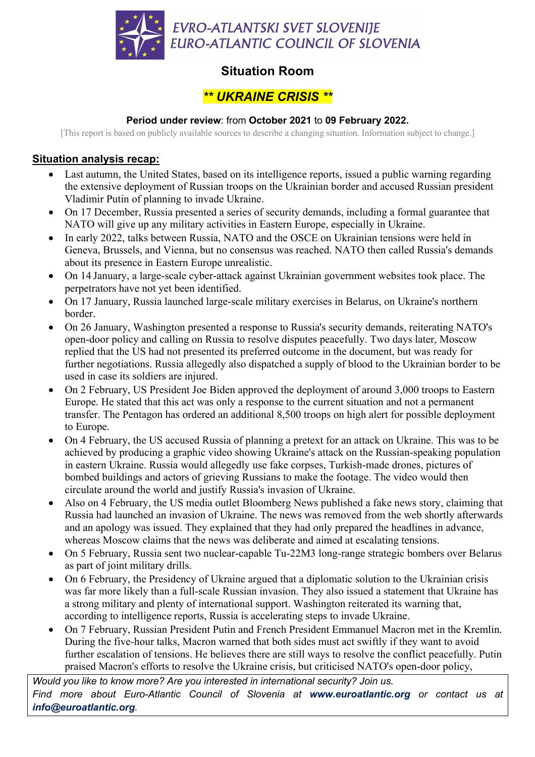EVRO-ATLANTSKI SVET SLOVENIJE
EURO-ATLANTIC COUNCIL OF SLOVENIA

# Situation Room

## ** UKRAINE CRISIS **

**Period under review**: from **October 2021** to **09 February 2022.**

[This report is based on publicly available sources to describe a changing situation. Information subject to change.]

### Situation analysis recap:

- Last autumn, the United States, based on its intelligence reports, issued a public warning regarding the extensive deployment of Russian troops on the Ukrainian border and accused Russian president Vladimir Putin of planning to invade Ukraine.
- On 17 December, Russia presented a series of security demands, including a formal guarantee that NATO will give up any military activities in Eastern Europe, especially in Ukraine.
- In early 2022, talks between Russia, NATO and the OSCE on Ukrainian tensions were held in Geneva, Brussels, and Vienna, but no consensus was reached. NATO then called Russia's demands about its presence in Eastern Europe unrealistic.
- On 14 January, a large-scale cyber-attack against Ukrainian government websites took place. The perpetrators have not yet been identified.
- On 17 January, Russia launched large-scale military exercises in Belarus, on Ukraine's northern border.
- On 26 January, Washington presented a response to Russia's security demands, reiterating NATO's open-door policy and calling on Russia to resolve disputes peacefully. Two days later, Moscow replied that the US had not presented its preferred outcome in the document, but was ready for further negotiations. Russia allegedly also dispatched a supply of blood to the Ukrainian border to be used in case its soldiers are injured.
- On 2 February, US President Joe Biden approved the deployment of around 3,000 troops to Eastern Europe. He stated that this act was only a response to the current situation and not a permanent transfer. The Pentagon has ordered an additional 8,500 troops on high alert for possible deployment to Europe.
- On 4 February, the US accused Russia of planning a pretext for an attack on Ukraine. This was to be achieved by producing a graphic video showing Ukraine's attack on the Russian-speaking population in eastern Ukraine. Russia would allegedly use fake corpses, Turkish-made drones, pictures of bombed buildings and actors of grieving Russians to make the footage. The video would then circulate around the world and justify Russia's invasion of Ukraine.
- Also on 4 February, the US media outlet Bloomberg News published a fake news story, claiming that Russia had launched an invasion of Ukraine. The news was removed from the web shortly afterwards and an apology was issued. They explained that they had only prepared the headlines in advance, whereas Moscow claims that the news was deliberate and aimed at escalating tensions.
- On 5 February, Russia sent two nuclear-capable Tu-22M3 long-range strategic bombers over Belarus as part of joint military drills.
- On 6 February, the Presidency of Ukraine argued that a diplomatic solution to the Ukrainian crisis was far more likely than a full-scale Russian invasion. They also issued a statement that Ukraine has a strong military and plenty of international support. Washington reiterated its warning that, according to intelligence reports, Russia is accelerating steps to invade Ukraine.
- On 7 February, Russian President Putin and French President Emmanuel Macron met in the Kremlin. During the five-hour talks, Macron warned that both sides must act swiftly if they want to avoid further escalation of tensions. He believes there are still ways to resolve the conflict peacefully. Putin praised Macron's efforts to resolve the Ukraine crisis, but criticised NATO's open-door policy,

*Would you like to know more? Are you interested in international security? Join us. Find more about Euro-Atlantic Council of Slovenia at **www.euroatlantic.org** or contact us at **info@euroatlantic.org**.*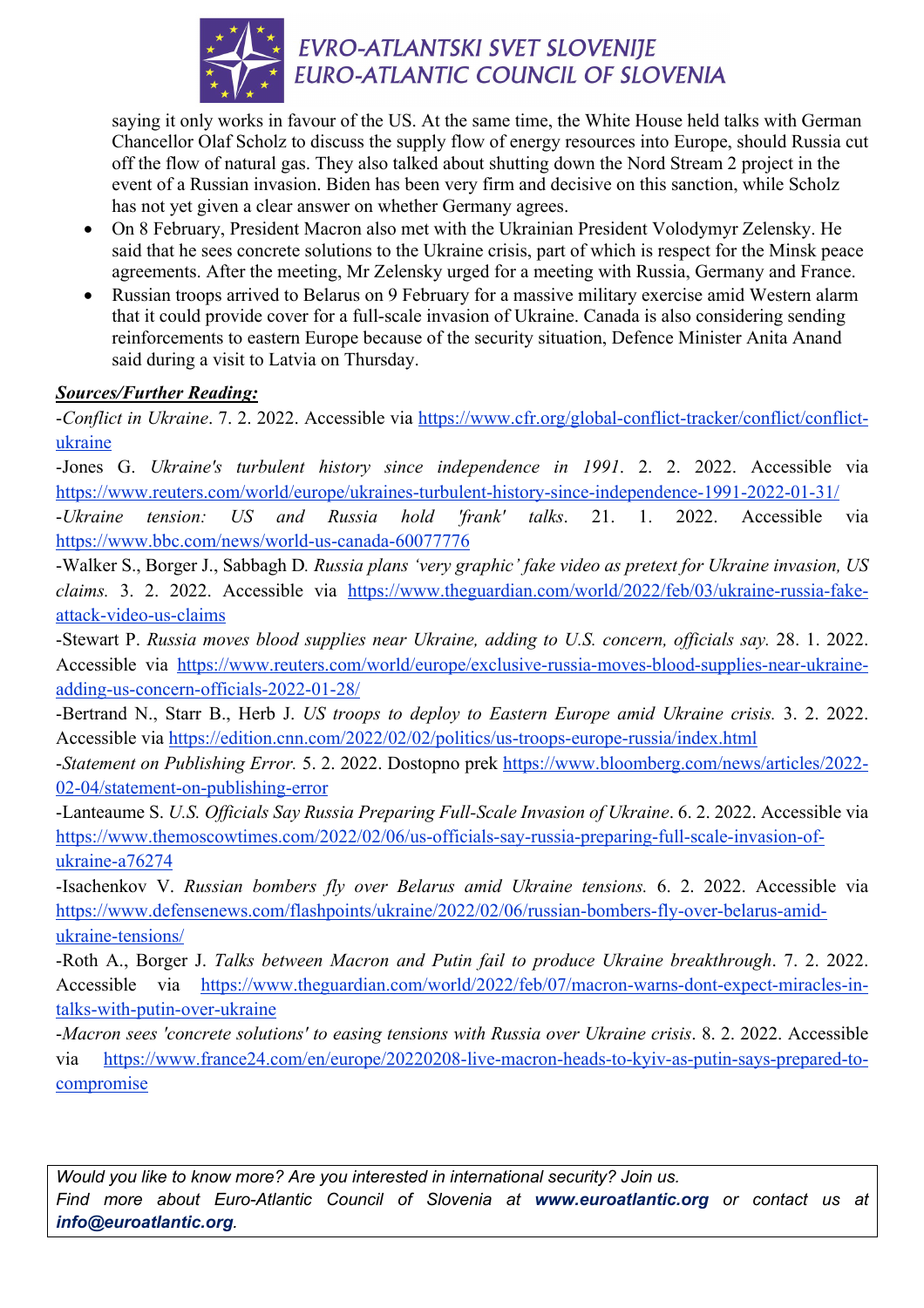saying it only works in favour of the US. At the same time, the White House held talks with German Chancellor Olaf Scholz to discuss the supply flow of energy resources into Europe, should Russia cut off the flow of natural gas. They also talked about shutting down the Nord Stream 2 project in the event of a Russian invasion. Biden has been very firm and decisive on this sanction, while Scholz has not yet given a clear answer on whether Germany agrees.

- On 8 February, President Macron also met with the Ukrainian President Volodymyr Zelensky. He said that he sees concrete solutions to the Ukraine crisis, part of which is respect for the Minsk peace agreements. After the meeting, Mr Zelensky urged for a meeting with Russia, Germany and France.
- Russian troops arrived to Belarus on 9 February for a massive military exercise amid Western alarm that it could provide cover for a full-scale invasion of Ukraine. Canada is also considering sending reinforcements to eastern Europe because of the security situation, Defence Minister Anita Anand said during a visit to Latvia on Thursday.

***Sources/Further Reading:***

-*Conflict in Ukraine*. 7. 2. 2022. Accessible via https://www.cfr.org/global-conflict-tracker/conflict/conflict-ukraine

-Jones G. *Ukraine's turbulent history since independence in 1991*. 2. 2. 2022. Accessible via https://www.reuters.com/world/europe/ukraines-turbulent-history-since-independence-1991-2022-01-31/

-*Ukraine tension: US and Russia hold 'frank' talks*. 21. 1. 2022. Accessible via https://www.bbc.com/news/world-us-canada-60077776

-Walker S., Borger J., Sabbagh D. *Russia plans 'very graphic' fake video as pretext for Ukraine invasion, US claims.* 3. 2. 2022. Accessible via https://www.theguardian.com/world/2022/feb/03/ukraine-russia-fake-attack-video-us-claims

-Stewart P. *Russia moves blood supplies near Ukraine, adding to U.S. concern, officials say.* 28. 1. 2022. Accessible via https://www.reuters.com/world/europe/exclusive-russia-moves-blood-supplies-near-ukraine-adding-us-concern-officials-2022-01-28/

-Bertrand N., Starr B., Herb J. *US troops to deploy to Eastern Europe amid Ukraine crisis.* 3. 2. 2022. Accessible via https://edition.cnn.com/2022/02/02/politics/us-troops-europe-russia/index.html

-*Statement on Publishing Error.* 5. 2. 2022. Dostopno prek https://www.bloomberg.com/news/articles/2022-02-04/statement-on-publishing-error

-Lanteaume S. *U.S. Officials Say Russia Preparing Full-Scale Invasion of Ukraine*. 6. 2. 2022. Accessible via https://www.themoscowtimes.com/2022/02/06/us-officials-say-russia-preparing-full-scale-invasion-of-ukraine-a76274

-Isachenkov V. *Russian bombers fly over Belarus amid Ukraine tensions.* 6. 2. 2022. Accessible via https://www.defensenews.com/flashpoints/ukraine/2022/02/06/russian-bombers-fly-over-belarus-amid-ukraine-tensions/

-Roth A., Borger J. *Talks between Macron and Putin fail to produce Ukraine breakthrough*. 7. 2. 2022. Accessible via https://www.theguardian.com/world/2022/feb/07/macron-warns-dont-expect-miracles-in-talks-with-putin-over-ukraine

-*Macron sees 'concrete solutions' to easing tensions with Russia over Ukraine crisis*. 8. 2. 2022. Accessible via https://www.france24.com/en/europe/20220208-live-macron-heads-to-kyiv-as-putin-says-prepared-to-compromise

*Would you like to know more? Are you interested in international security? Join us.*
*Find more about Euro-Atlantic Council of Slovenia at* ***www.euroatlantic.org*** *or contact us at* ***info@euroatlantic.org****.*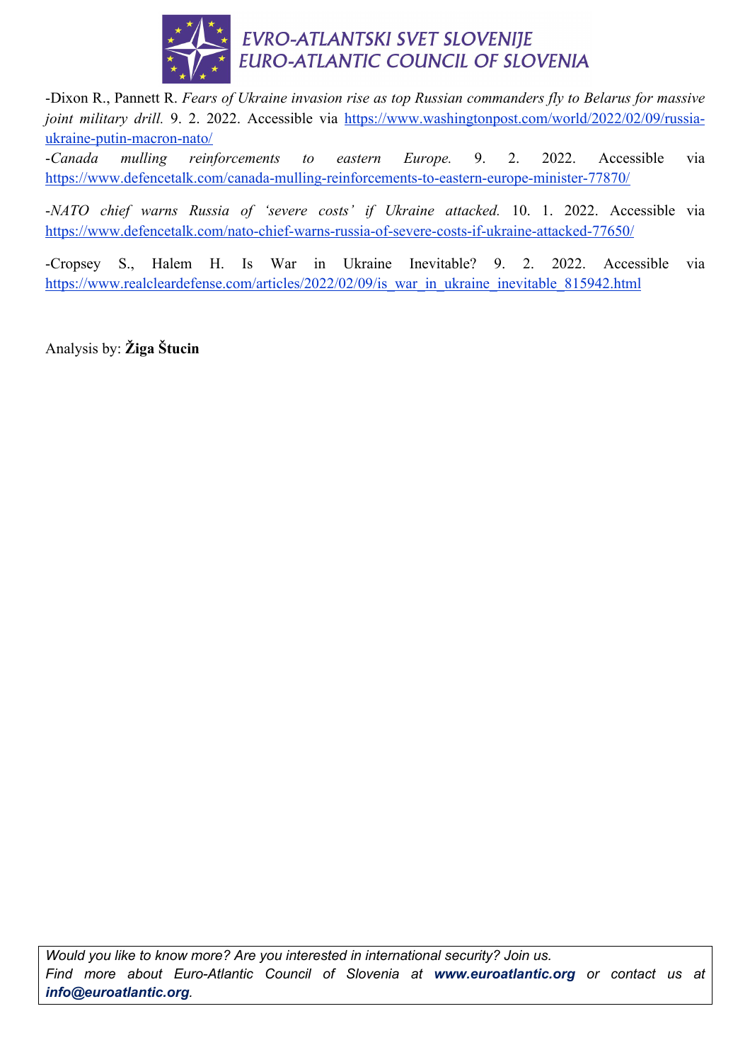-Dixon R., Pannett R. *Fears of Ukraine invasion rise as top Russian commanders fly to Belarus for massive joint military drill.* 9. 2. 2022. Accessible via https://www.washingtonpost.com/world/2022/02/09/russia-ukraine-putin-macron-nato/

-*Canada mulling reinforcements to eastern Europe.* 9. 2. 2022. Accessible via https://www.defencetalk.com/canada-mulling-reinforcements-to-eastern-europe-minister-77870/

-*NATO chief warns Russia of 'severe costs' if Ukraine attacked.* 10. 1. 2022. Accessible via https://www.defencetalk.com/nato-chief-warns-russia-of-severe-costs-if-ukraine-attacked-77650/

-Cropsey S., Halem H. Is War in Ukraine Inevitable? 9. 2. 2022. Accessible via https://www.realcleardefense.com/articles/2022/02/09/is_war_in_ukraine_inevitable_815942.html

Analysis by: **Žiga Štucin**

*Would you like to know more? Are you interested in international security? Join us.*
*Find more about Euro-Atlantic Council of Slovenia at **www.euroatlantic.org** or contact us at **info@euroatlantic.org**.*